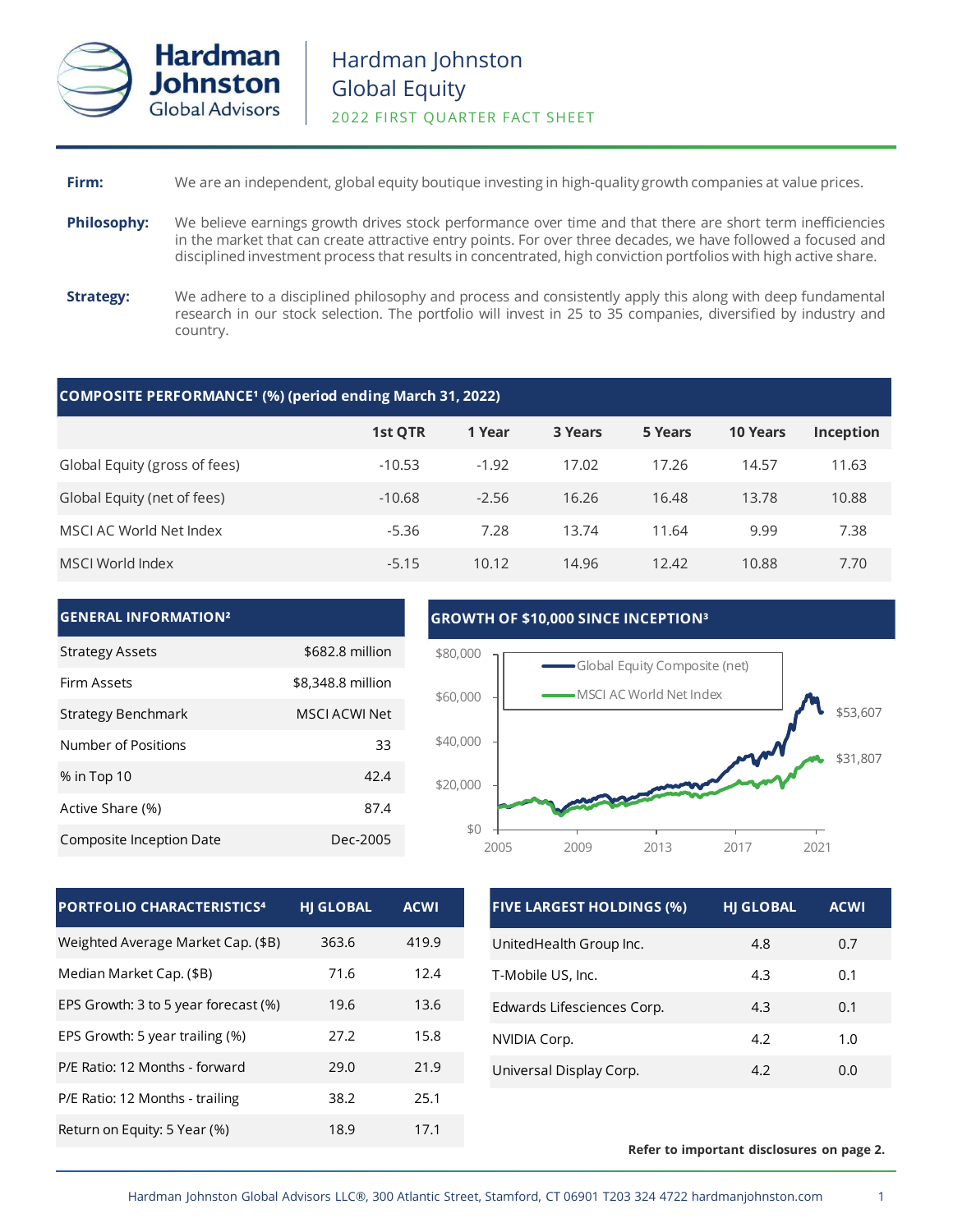# Hardman Johnston Global Equity

## 2022 FIRST QUARTER FACT SHEET

**Firm:** We are an independent, global equity boutique investing in high-quality growth companies at value prices.

**Philosophy:** We believe earnings growth drives stock performance over time and that there are short term inefficiencies in the market that can create attractive entry points. For over three decades, we have followed a focused and disciplined investment process that results in concentrated, high conviction portfolios with high active share.

**Strategy:** We adhere to a disciplined philosophy and process and consistently apply this along with deep fundamental research in our stock selection. The portfolio will invest in 25 to 35 companies, diversified by industry and country.

### COMPOSITE PERFORMANCE[1] (%) (period ending March 31, 2022)

| | 1st QTR | 1 Year | 3 Years | 5 Years | 10 Years | Inception |
|---|---|---|---|---|---|---|
| Global Equity (gross of fees) | -10.53 | -1.92 | 17.02 | 17.26 | 14.57 | 11.63 |
| Global Equity (net of fees) | -10.68 | -2.56 | 16.26 | 16.48 | 13.78 | 10.88 |
| MSCI AC World Net Index | -5.36 | 7.28 | 13.74 | 11.64 | 9.99 | 7.38 |
| MSCI World Index | -5.15 | 10.12 | 14.96 | 12.42 | 10.88 | 7.70 |

### GENERAL INFORMATION[2]

| | |
|---|---|
| Strategy Assets | $682.8 million |
| Firm Assets | $8,348.8 million |
| Strategy Benchmark | MSCI ACWI Net |
| Number of Positions | 33 |
| % in Top 10 | 42.4 |
| Active Share (%) | 87.4 |
| Composite Inception Date | Dec-2005 |

### GROWTH OF $10,000 SINCE INCEPTION[3]

Global Equity Composite (net): $53,607

MSCI AC World Net Index: $31,807

### PORTFOLIO CHARACTERISTICS[4]

| PORTFOLIO CHARACTERISTICS | HJ GLOBAL | ACWI |
|---|---|---|
| Weighted Average Market Cap. ($B) | 363.6 | 419.9 |
| Median Market Cap. ($B) | 71.6 | 12.4 |
| EPS Growth: 3 to 5 year forecast (%) | 19.6 | 13.6 |
| EPS Growth: 5 year trailing (%) | 27.2 | 15.8 |
| P/E Ratio: 12 Months - forward | 29.0 | 21.9 |
| P/E Ratio: 12 Months - trailing | 38.2 | 25.1 |
| Return on Equity: 5 Year (%) | 18.9 | 17.1 |

### FIVE LARGEST HOLDINGS (%)

| FIVE LARGEST HOLDINGS (%) | HJ GLOBAL | ACWI |
|---|---|---|
| UnitedHealth Group Inc. | 4.8 | 0.7 |
| T-Mobile US, Inc. | 4.3 | 0.1 |
| Edwards Lifesciences Corp. | 4.3 | 0.1 |
| NVIDIA Corp. | 4.2 | 1.0 |
| Universal Display Corp. | 4.2 | 0.0 |

**Refer to important disclosures on page 2.**

Hardman Johnston Global Advisors LLC®, 300 Atlantic Street, Stamford, CT 06901 T203 324 4722 hardmanjohnston.com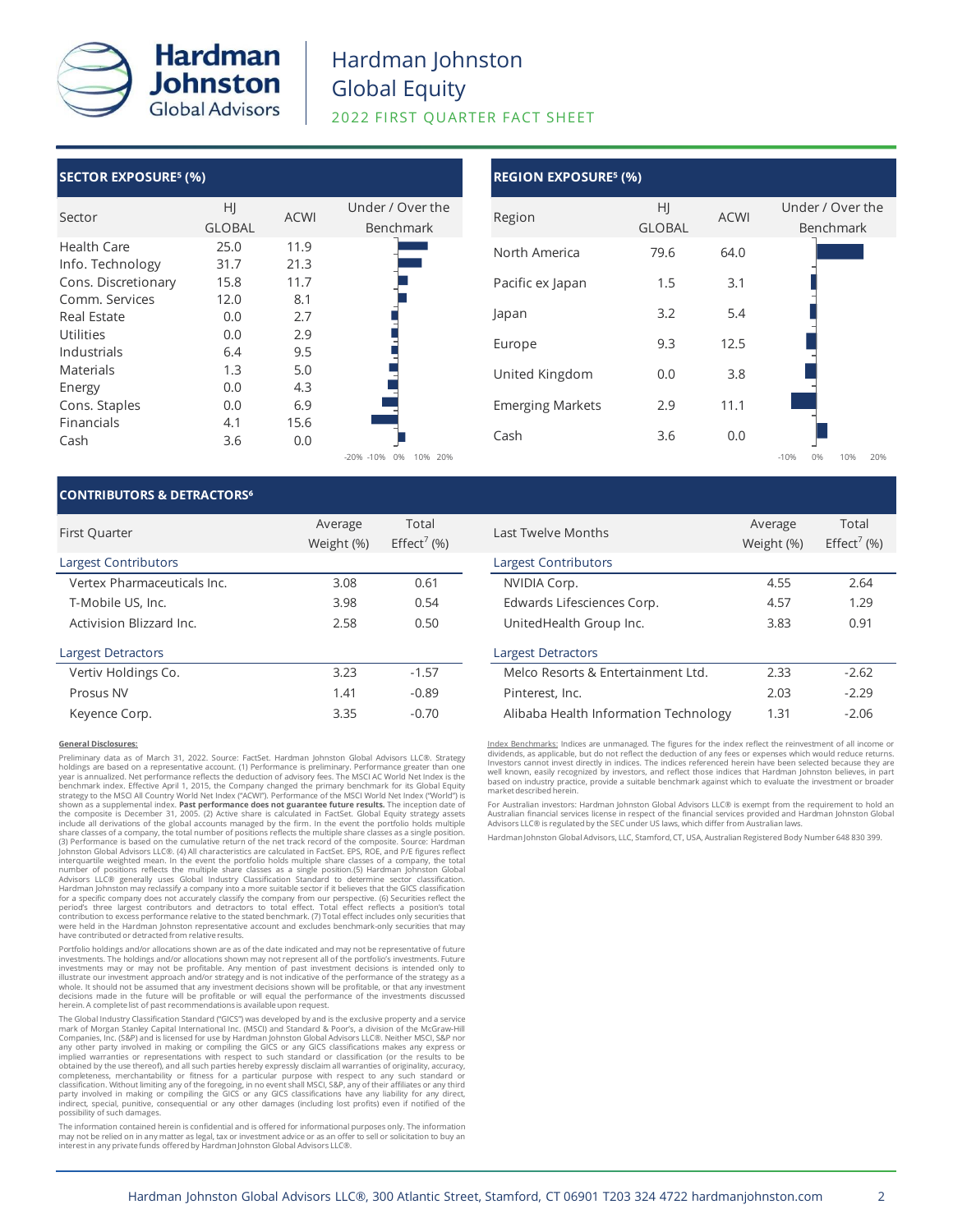# Hardman Johnston Global Equity

## 2022 FIRST QUARTER FACT SHEET

### SECTOR EXPOSURE[5] (%)

| Sector | HJ GLOBAL | ACWI |
|---|---|---|
| Health Care | 25.0 | 11.9 |
| Info. Technology | 31.7 | 21.3 |
| Cons. Discretionary | 15.8 | 11.7 |
| Comm. Services | 12.0 | 8.1 |
| Real Estate | 0.0 | 2.7 |
| Utilities | 0.0 | 2.9 |
| Industrials | 6.4 | 9.5 |
| Materials | 1.3 | 5.0 |
| Energy | 0.0 | 4.3 |
| Cons. Staples | 0.0 | 6.9 |
| Financials | 4.1 | 15.6 |
| Cash | 3.6 | 0.0 |

Under / Over the Benchmark

-20% -10% 0% 10% 20%

### REGION EXPOSURE[5] (%)

| Region | HJ GLOBAL | ACWI |
|---|---|---|
| North America | 79.6 | 64.0 |
| Pacific ex Japan | 1.5 | 3.1 |
| Japan | 3.2 | 5.4 |
| Europe | 9.3 | 12.5 |
| United Kingdom | 0.0 | 3.8 |
| Emerging Markets | 2.9 | 11.1 |
| Cash | 3.6 | 0.0 |

Under / Over the Benchmark

-10% 0% 10% 20%

### CONTRIBUTORS & DETRACTORS[6]

| First Quarter | Average Weight (%) | Total Effect[7] (%) |
|---|---|---|
| **Largest Contributors** | | |
| Vertex Pharmaceuticals Inc. | 3.08 | 0.61 |
| T-Mobile US, Inc. | 3.98 | 0.54 |
| Activision Blizzard Inc. | 2.58 | 0.50 |
| **Largest Detractors** | | |
| Vertiv Holdings Co. | 3.23 | -1.57 |
| Prosus NV | 1.41 | -0.89 |
| Keyence Corp. | 3.35 | -0.70 |

| Last Twelve Months | Average Weight (%) | Total Effect[7] (%) |
|---|---|---|
| **Largest Contributors** | | |
| NVIDIA Corp. | 4.55 | 2.64 |
| Edwards Lifesciences Corp. | 4.57 | 1.29 |
| UnitedHealth Group Inc. | 3.83 | 0.91 |
| **Largest Detractors** | | |
| Melco Resorts & Entertainment Ltd. | 2.33 | -2.62 |
| Pinterest, Inc. | 2.03 | -2.29 |
| Alibaba Health Information Technology | 1.31 | -2.06 |

**General Disclosures:**

Preliminary data as of March 31, 2022. Source: FactSet. Hardman Johnston Global Advisors LLC®. Strategy holdings are based on a representative account. (1) Performance is preliminary. Performance greater than one year is annualized. Net performance reflects the deduction of advisory fees. The MSCI AC World Net Index is the benchmark index. Effective April 1, 2015, the Company changed the primary benchmark for its Global Equity strategy to the MSCI All Country World Net Index ("ACWI"). Performance of the MSCI World Net Index ("World") is shown as a supplemental index. **Past performance does not guarantee future results.** The inception date of the composite is December 31, 2005. (2) Active share is calculated in FactSet. Global Equity strategy assets include all derivations of the global accounts managed by the firm. In the event the portfolio holds multiple share classes of a company, the total number of positions reflects the multiple share classes as a single position. (3) Performance is based on the cumulative return of the net track record of the composite. Source: Hardman Johnston Global Advisors LLC®. (4) All characteristics are calculated in FactSet. EPS, ROE, and P/E figures reflect interquartile weighted mean. In the event the portfolio holds multiple share classes of a company, the total number of positions reflects the multiple share classes as a single position.(5) Hardman Johnston Global Advisors LLC® generally uses Global Industry Classification Standard to determine sector classification. Hardman Johnston may reclassify a company into a more suitable sector if it believes that the GICS classification for a specific company does not accurately classify the company from our perspective. (6) Securities reflect the period's three largest contributors and detractors to total effect. Total effect reflects a position's total contribution to excess performance relative to the stated benchmark. (7) Total effect includes only securities that were held in the Hardman Johnston representative account and excludes benchmark-only securities that may have contributed or detracted from relative results.

Portfolio holdings and/or allocations shown are as of the date indicated and may not be representative of future investments. The holdings and/or allocations shown may not represent all of the portfolio's investments. Future investments may or may not be profitable. Any mention of past investment decisions is intended only to illustrate our investment approach and/or strategy and is not indicative of the performance of the strategy as a whole. It should not be assumed that any investment decisions shown will be profitable, or that any investment decisions made in the future will be profitable or will equal the performance of the investments discussed herein. A complete list of past recommendations is available upon request.

The Global Industry Classification Standard ("GICS") was developed by and is the exclusive property and a service mark of Morgan Stanley Capital International Inc. (MSCI) and Standard & Poor's, a division of the McGraw-Hill Companies, Inc. (S&P) and is licensed for use by Hardman Johnston Global Advisors LLC®. Neither MSCI, S&P nor any other party involved in making or compiling the GICS or any GICS classifications makes any express or implied warranties or representations with respect to such standard or classification (or the results to be obtained by the use thereof), and all such parties hereby expressly disclaim all warranties of originality, accuracy, completeness, merchantability or fitness for a particular purpose with respect to any such standard or classification. Without limiting any of the foregoing, in no event shall MSCI, S&P, any of their affiliates or any third party involved in making or compiling the GICS or any GICS classifications have any liability for any direct, indirect, special, punitive, consequential or any other damages (including lost profits) even if notified of the possibility of such damages.

The information contained herein is confidential and is offered for informational purposes only. The information may not be relied on in any matter as legal, tax or investment advice or as an offer to sell or solicitation to buy an interest in any private funds offered by Hardman Johnston Global Advisors LLC®.

Index Benchmarks: Indices are unmanaged. The figures for the index reflect the reinvestment of all income or dividends, as applicable, but do not reflect the deduction of any fees or expenses which would reduce returns. Investors cannot invest directly in indices. The indices referenced herein have been selected because they are well known, easily recognized by investors, and reflect those indices that Hardman Johnston believes, in part based on industry practice, provide a suitable benchmark against which to evaluate the investment or broader market described herein.

For Australian investors: Hardman Johnston Global Advisors LLC® is exempt from the requirement to hold an Australian financial services license in respect of the financial services provided and Hardman Johnston Global Advisors LLC® is regulated by the SEC under US laws, which differ from Australian laws.

Hardman Johnston Global Advisors, LLC, Stamford, CT, USA, Australian Registered Body Number 648 830 399.

Hardman Johnston Global Advisors LLC®, 300 Atlantic Street, Stamford, CT 06901 T203 324 4722 hardmanjohnston.com